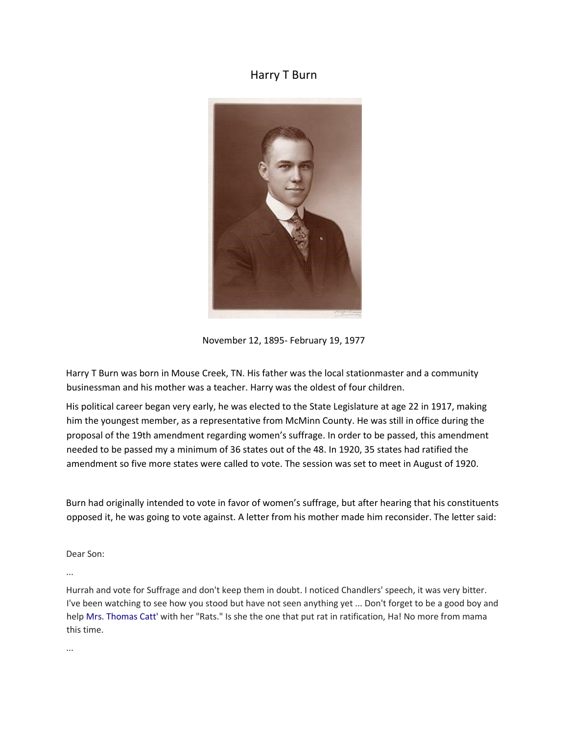# Harry T Burn

November 12, 1895- February 19, 1977

Harry T Burn was born in Mouse Creek, TN. His father was the local stationmaster and a community businessman and his mother was a teacher. Harry was the oldest of four children.

His political career began very early, he was elected to the State Legislature at age 22 in 1917, making him the youngest member, as a representative from McMinn County. He was still in office during the proposal of the 19th amendment regarding women's suffrage. In order to be passed, this amendment needed to be passed my a minimum of 36 states out of the 48. In 1920, 35 states had ratified the amendment so five more states were called to vote. The session was set to meet in August of 1920.

Burn had originally intended to vote in favor of women's suffrage, but after hearing that his constituents opposed it, he was going to vote against. A letter from his mother made him reconsider. The letter said:

Dear Son:

...

Hurrah and vote for Suffrage and don't keep them in doubt. I noticed Chandlers' speech, it was very bitter. I've been watching to see how you stood but have not seen anything yet ... Don't forget to be a good boy and help Mrs. Thomas Catt' with her "Rats." Is she the one that put rat in ratification, Ha! No more from mama this time.

...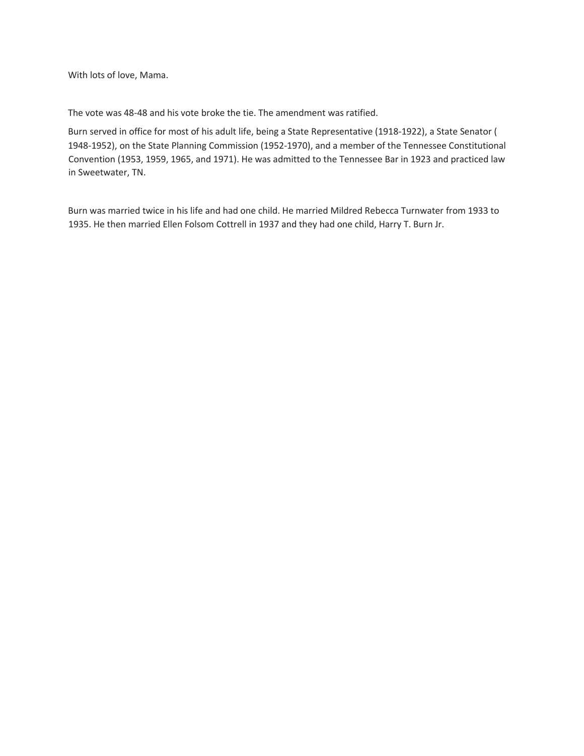With lots of love, Mama.

The vote was 48-48 and his vote broke the tie. The amendment was ratified.

Burn served in office for most of his adult life, being a State Representative (1918-1922), a State Senator ( 1948-1952), on the State Planning Commission (1952-1970), and a member of the Tennessee Constitutional Convention (1953, 1959, 1965, and 1971). He was admitted to the Tennessee Bar in 1923 and practiced law in Sweetwater, TN.

Burn was married twice in his life and had one child. He married Mildred Rebecca Turnwater from 1933 to 1935. He then married Ellen Folsom Cottrell in 1937 and they had one child, Harry T. Burn Jr.